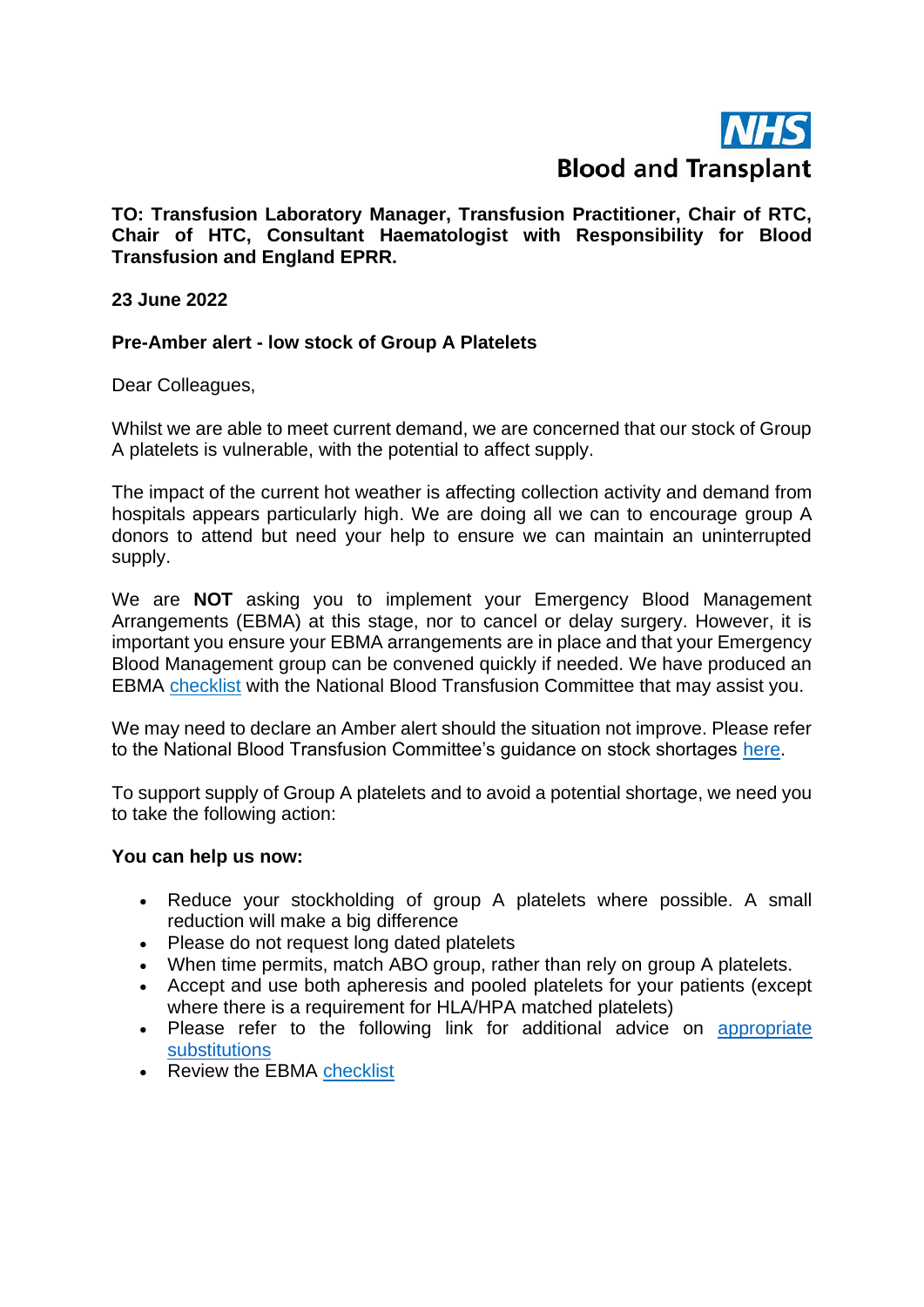**NHS**
**Blood and Transplant**

**TO: Transfusion Laboratory Manager, Transfusion Practitioner, Chair of RTC, Chair of HTC, Consultant Haematologist with Responsibility for Blood Transfusion and England EPRR.**

**23 June 2022**

**Pre-Amber alert - low stock of Group A Platelets**

Dear Colleagues,

Whilst we are able to meet current demand, we are concerned that our stock of Group A platelets is vulnerable, with the potential to affect supply.

The impact of the current hot weather is affecting collection activity and demand from hospitals appears particularly high. We are doing all we can to encourage group A donors to attend but need your help to ensure we can maintain an uninterrupted supply.

We are **NOT** asking you to implement your Emergency Blood Management Arrangements (EBMA) at this stage, nor to cancel or delay surgery. However, it is important you ensure your EBMA arrangements are in place and that your Emergency Blood Management group can be convened quickly if needed. We have produced an EBMA checklist with the National Blood Transfusion Committee that may assist you.

We may need to declare an Amber alert should the situation not improve. Please refer to the National Blood Transfusion Committee's guidance on stock shortages here.

To support supply of Group A platelets and to avoid a potential shortage, we need you to take the following action:

**You can help us now:**

- Reduce your stockholding of group A platelets where possible. A small reduction will make a big difference
- Please do not request long dated platelets
- When time permits, match ABO group, rather than rely on group A platelets.
- Accept and use both apheresis and pooled platelets for your patients (except where there is a requirement for HLA/HPA matched platelets)
- Please refer to the following link for additional advice on appropriate substitutions
- Review the EBMA checklist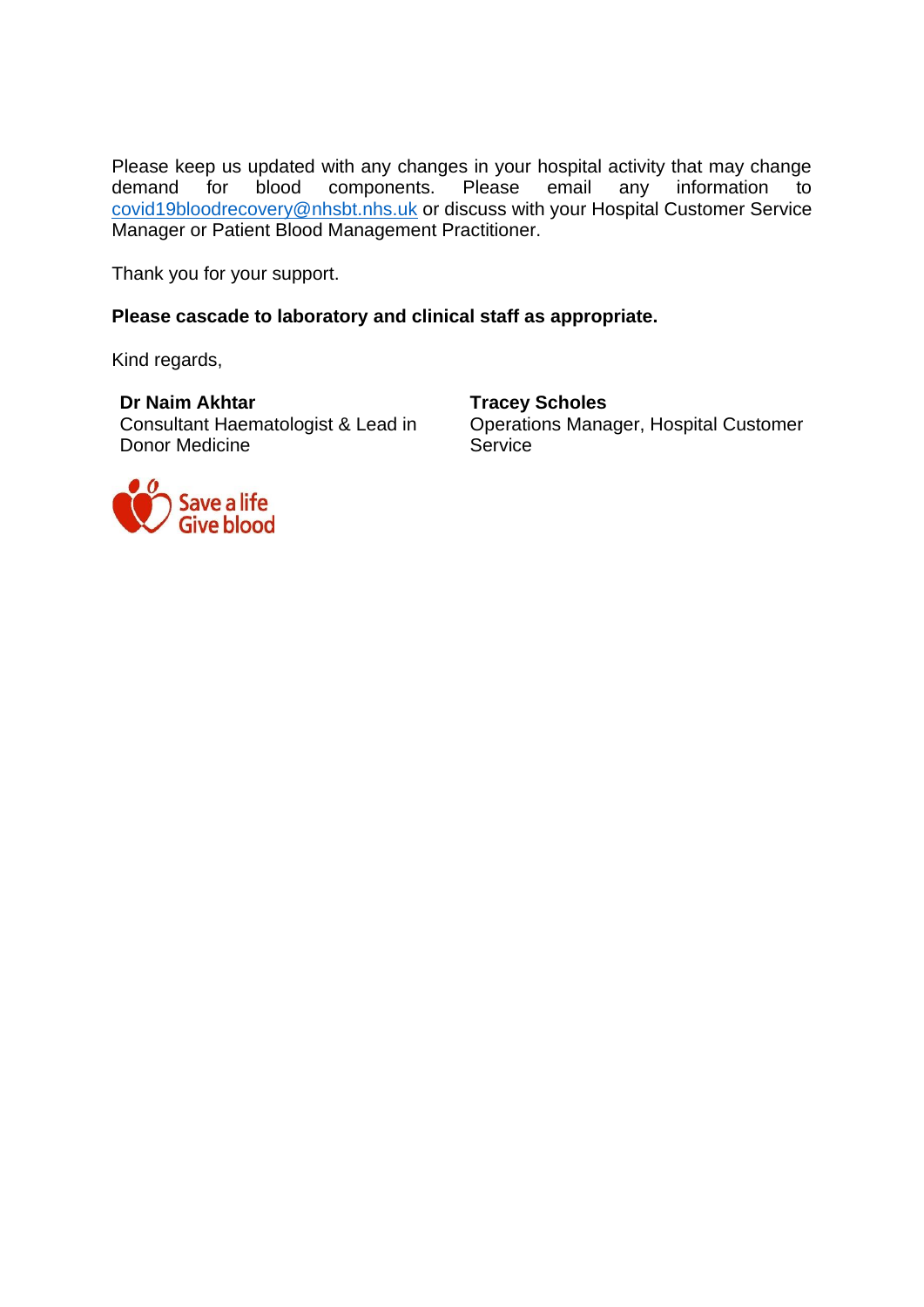Please keep us updated with any changes in your hospital activity that may change demand for blood components. Please email any information to covid19bloodrecovery@nhsbt.nhs.uk or discuss with your Hospital Customer Service Manager or Patient Blood Management Practitioner.

Thank you for your support.

**Please cascade to laboratory and clinical staff as appropriate.**

Kind regards,

**Dr Naim Akhtar**
Consultant Haematologist & Lead in Donor Medicine

**Tracey Scholes**
Operations Manager, Hospital Customer Service